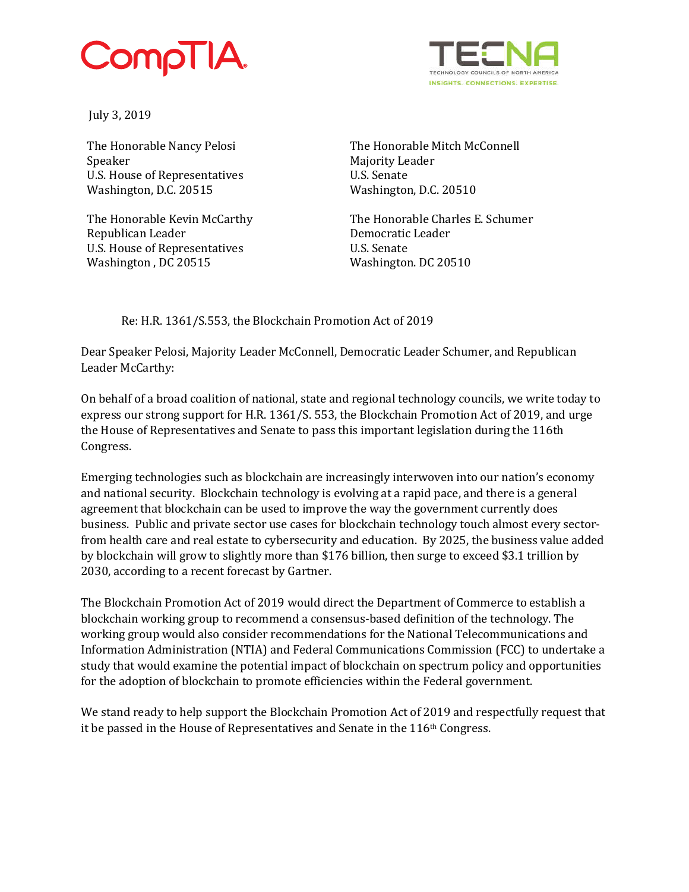CompTIA

TECNA
TECHNOLOGY COUNCILS OF NORTH AMERICA
INSIGHTS. CONNECTIONS. EXPERTISE.

July 3, 2019

The Honorable Nancy Pelosi
Speaker
U.S. House of Representatives
Washington, D.C. 20515

The Honorable Kevin McCarthy
Republican Leader
U.S. House of Representatives
Washington , DC 20515

The Honorable Mitch McConnell
Majority Leader
U.S. Senate
Washington, D.C. 20510

The Honorable Charles E. Schumer
Democratic Leader
U.S. Senate
Washington. DC 20510

Re: H.R. 1361/S.553, the Blockchain Promotion Act of 2019

Dear Speaker Pelosi, Majority Leader McConnell, Democratic Leader Schumer, and Republican Leader McCarthy:

On behalf of a broad coalition of national, state and regional technology councils, we write today to express our strong support for H.R. 1361/S. 553, the Blockchain Promotion Act of 2019, and urge the House of Representatives and Senate to pass this important legislation during the 116th Congress.

Emerging technologies such as blockchain are increasingly interwoven into our nation's economy and national security. Blockchain technology is evolving at a rapid pace, and there is a general agreement that blockchain can be used to improve the way the government currently does business. Public and private sector use cases for blockchain technology touch almost every sector- from health care and real estate to cybersecurity and education. By 2025, the business value added by blockchain will grow to slightly more than $176 billion, then surge to exceed $3.1 trillion by 2030, according to a recent forecast by Gartner.

The Blockchain Promotion Act of 2019 would direct the Department of Commerce to establish a blockchain working group to recommend a consensus-based definition of the technology. The working group would also consider recommendations for the National Telecommunications and Information Administration (NTIA) and Federal Communications Commission (FCC) to undertake a study that would examine the potential impact of blockchain on spectrum policy and opportunities for the adoption of blockchain to promote efficiencies within the Federal government.

We stand ready to help support the Blockchain Promotion Act of 2019 and respectfully request that it be passed in the House of Representatives and Senate in the 116th Congress.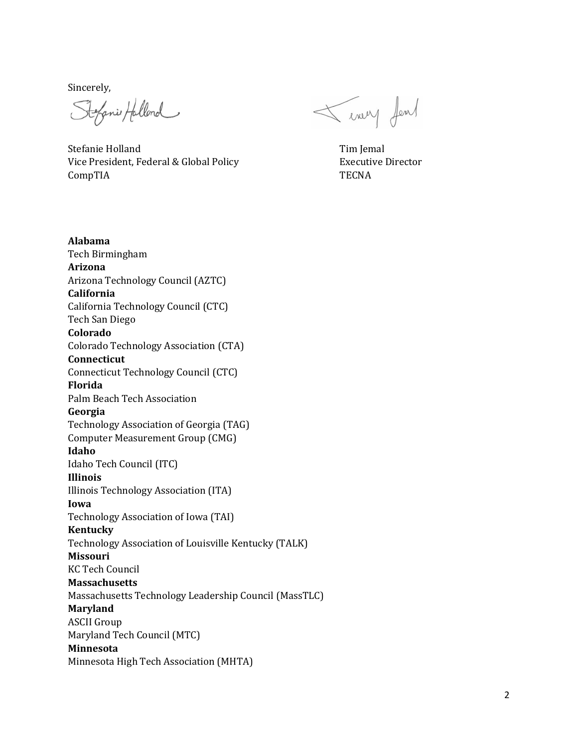Sincerely,

Stefanie Holland
Vice President, Federal & Global Policy
CompTIA

Tim Jemal
Executive Director
TECNA

**Alabama**
Tech Birmingham
**Arizona**
Arizona Technology Council (AZTC)
**California**
California Technology Council (CTC)
Tech San Diego
**Colorado**
Colorado Technology Association (CTA)
**Connecticut**
Connecticut Technology Council (CTC)
**Florida**
Palm Beach Tech Association
**Georgia**
Technology Association of Georgia (TAG)
Computer Measurement Group (CMG)
**Idaho**
Idaho Tech Council (ITC)
**Illinois**
Illinois Technology Association (ITA)
**Iowa**
Technology Association of Iowa (TAI)
**Kentucky**
Technology Association of Louisville Kentucky (TALK)
**Missouri**
KC Tech Council
**Massachusetts**
Massachusetts Technology Leadership Council (MassTLC)
**Maryland**
ASCII Group
Maryland Tech Council (MTC)
**Minnesota**
Minnesota High Tech Association (MHTA)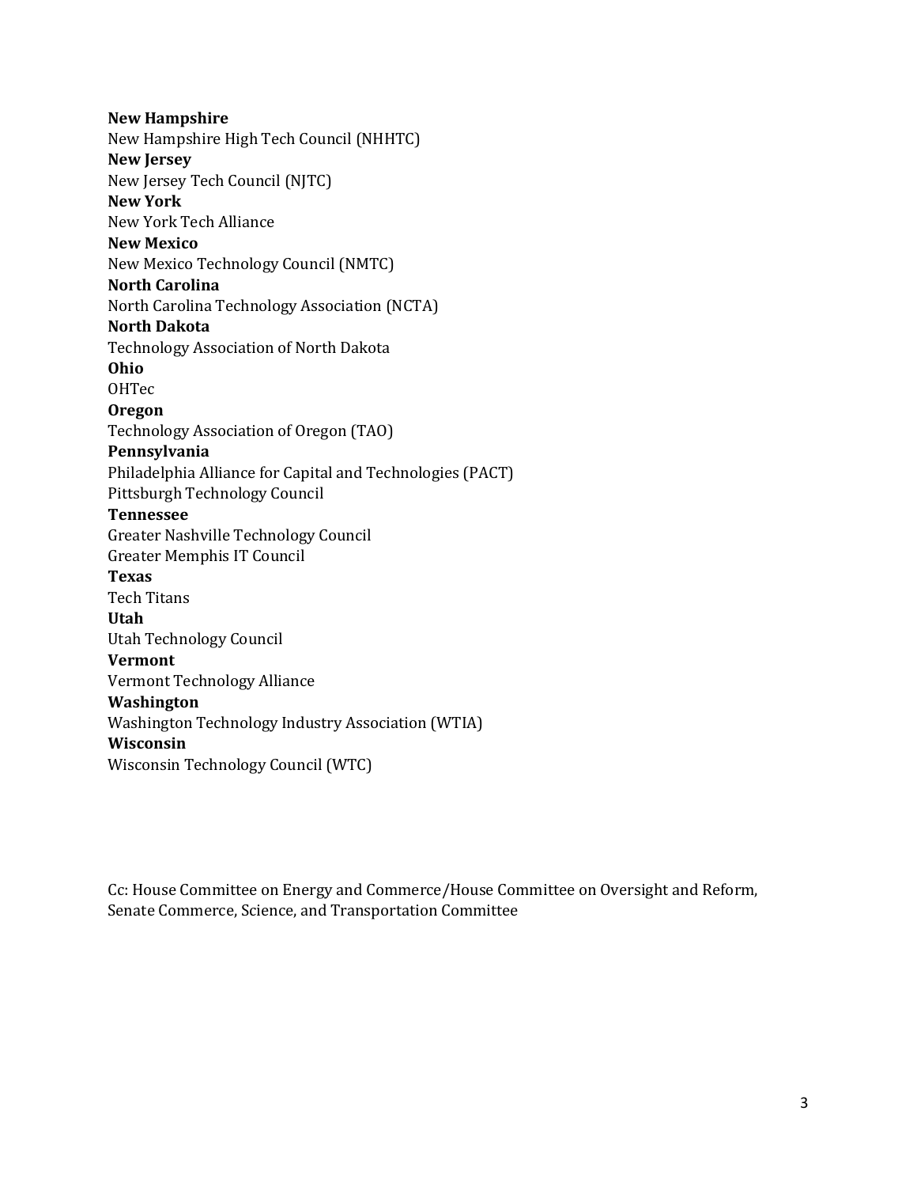**New Hampshire**
New Hampshire High Tech Council (NHHTC)
**New Jersey**
New Jersey Tech Council (NJTC)
**New York**
New York Tech Alliance
**New Mexico**
New Mexico Technology Council (NMTC)
**North Carolina**
North Carolina Technology Association (NCTA)
**North Dakota**
Technology Association of North Dakota
**Ohio**
OHTec
**Oregon**
Technology Association of Oregon (TAO)
**Pennsylvania**
Philadelphia Alliance for Capital and Technologies (PACT)
Pittsburgh Technology Council
**Tennessee**
Greater Nashville Technology Council
Greater Memphis IT Council
**Texas**
Tech Titans
**Utah**
Utah Technology Council
**Vermont**
Vermont Technology Alliance
**Washington**
Washington Technology Industry Association (WTIA)
**Wisconsin**
Wisconsin Technology Council (WTC)

Cc: House Committee on Energy and Commerce/House Committee on Oversight and Reform, Senate Commerce, Science, and Transportation Committee